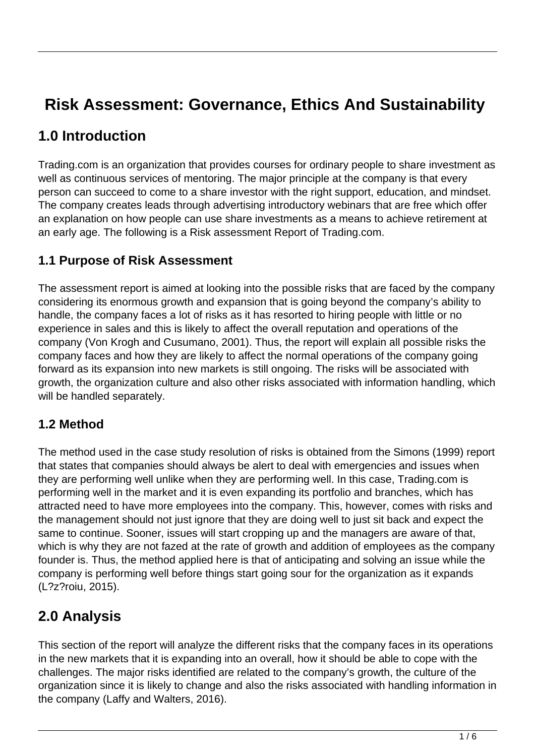# Risk Assessment: Governance, Ethics And Sustainability

## 1.0 Introduction

Trading.com is an organization that provides courses for ordinary people to share investment as well as continuous services of mentoring. The major principle at the company is that every person can succeed to come to a share investor with the right support, education, and mindset. The company creates leads through advertising introductory webinars that are free which offer an explanation on how people can use share investments as a means to achieve retirement at an early age. The following is a Risk assessment Report of Trading.com.

### 1.1 Purpose of Risk Assessment

The assessment report is aimed at looking into the possible risks that are faced by the company considering its enormous growth and expansion that is going beyond the company's ability to handle, the company faces a lot of risks as it has resorted to hiring people with little or no experience in sales and this is likely to affect the overall reputation and operations of the company (Von Krogh and Cusumano, 2001). Thus, the report will explain all possible risks the company faces and how they are likely to affect the normal operations of the company going forward as its expansion into new markets is still ongoing. The risks will be associated with growth, the organization culture and also other risks associated with information handling, which will be handled separately.

### 1.2 Method

The method used in the case study resolution of risks is obtained from the Simons (1999) report that states that companies should always be alert to deal with emergencies and issues when they are performing well unlike when they are performing well. In this case, Trading.com is performing well in the market and it is even expanding its portfolio and branches, which has attracted need to have more employees into the company. This, however, comes with risks and the management should not just ignore that they are doing well to just sit back and expect the same to continue. Sooner, issues will start cropping up and the managers are aware of that, which is why they are not fazed at the rate of growth and addition of employees as the company founder is. Thus, the method applied here is that of anticipating and solving an issue while the company is performing well before things start going sour for the organization as it expands (L?z?roiu, 2015).

## 2.0 Analysis

This section of the report will analyze the different risks that the company faces in its operations in the new markets that it is expanding into an overall, how it should be able to cope with the challenges. The major risks identified are related to the company's growth, the culture of the organization since it is likely to change and also the risks associated with handling information in the company (Laffy and Walters, 2016).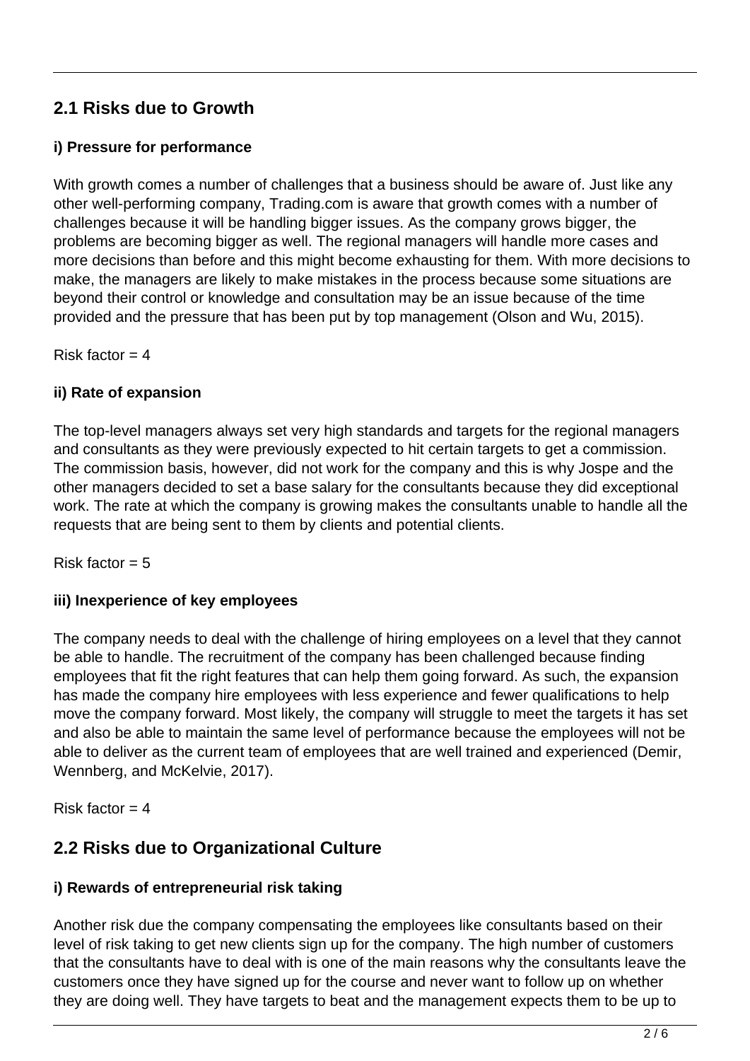## 2.1 Risks due to Growth

### i) Pressure for performance

With growth comes a number of challenges that a business should be aware of. Just like any other well-performing company, Trading.com is aware that growth comes with a number of challenges because it will be handling bigger issues. As the company grows bigger, the problems are becoming bigger as well. The regional managers will handle more cases and more decisions than before and this might become exhausting for them. With more decisions to make, the managers are likely to make mistakes in the process because some situations are beyond their control or knowledge and consultation may be an issue because of the time provided and the pressure that has been put by top management (Olson and Wu, 2015).

Risk factor = 4

### ii) Rate of expansion

The top-level managers always set very high standards and targets for the regional managers and consultants as they were previously expected to hit certain targets to get a commission. The commission basis, however, did not work for the company and this is why Jospe and the other managers decided to set a base salary for the consultants because they did exceptional work. The rate at which the company is growing makes the consultants unable to handle all the requests that are being sent to them by clients and potential clients.

Risk factor = 5

### iii) Inexperience of key employees

The company needs to deal with the challenge of hiring employees on a level that they cannot be able to handle. The recruitment of the company has been challenged because finding employees that fit the right features that can help them going forward. As such, the expansion has made the company hire employees with less experience and fewer qualifications to help move the company forward. Most likely, the company will struggle to meet the targets it has set and also be able to maintain the same level of performance because the employees will not be able to deliver as the current team of employees that are well trained and experienced (Demir, Wennberg, and McKelvie, 2017).

Risk factor = 4

## 2.2 Risks due to Organizational Culture

### i) Rewards of entrepreneurial risk taking

Another risk due the company compensating the employees like consultants based on their level of risk taking to get new clients sign up for the company. The high number of customers that the consultants have to deal with is one of the main reasons why the consultants leave the customers once they have signed up for the course and never want to follow up on whether they are doing well. They have targets to beat and the management expects them to be up to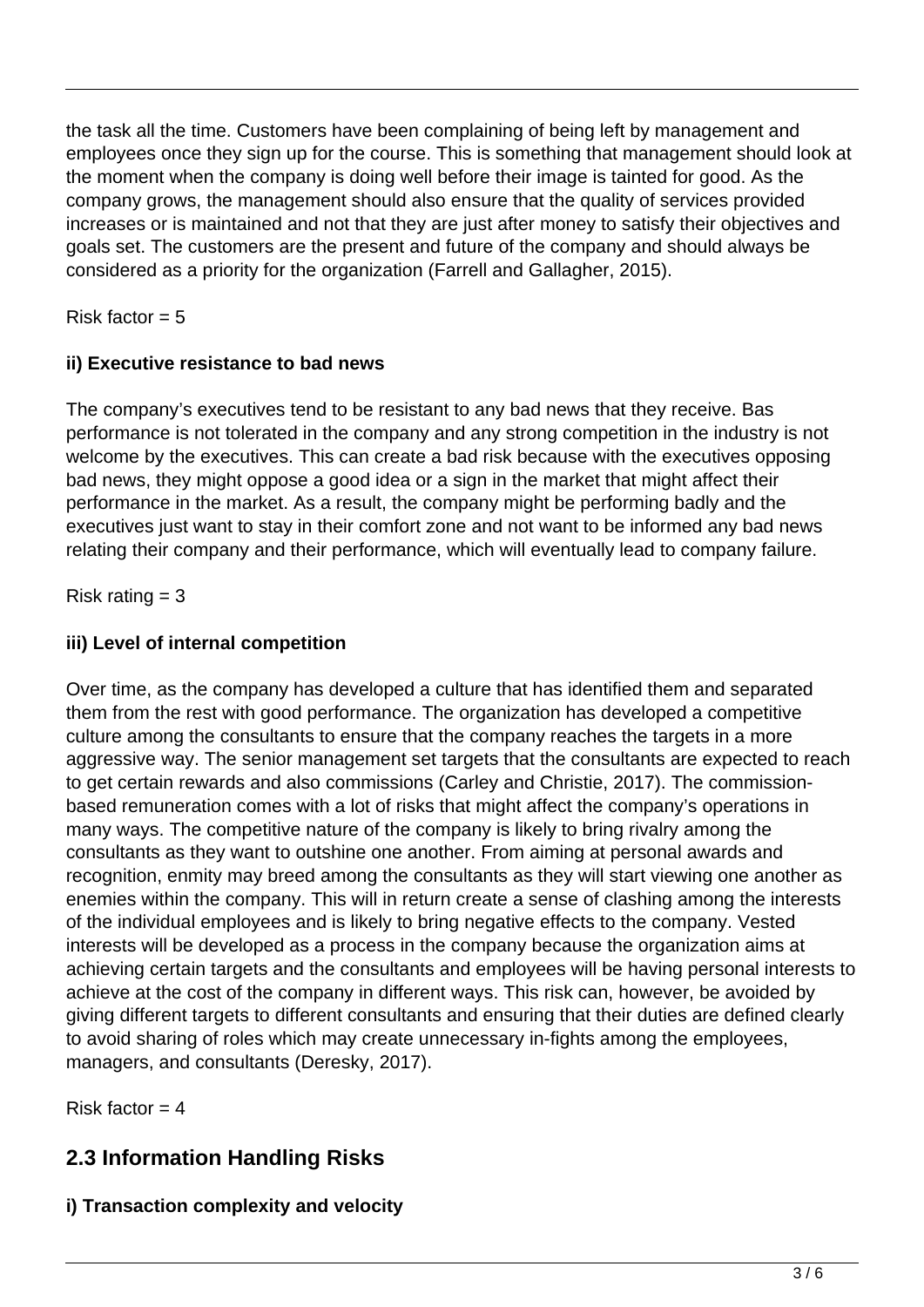the task all the time. Customers have been complaining of being left by management and employees once they sign up for the course. This is something that management should look at the moment when the company is doing well before their image is tainted for good. As the company grows, the management should also ensure that the quality of services provided increases or is maintained and not that they are just after money to satisfy their objectives and goals set. The customers are the present and future of the company and should always be considered as a priority for the organization (Farrell and Gallagher, 2015).

Risk factor = 5

**ii) Executive resistance to bad news**

The company's executives tend to be resistant to any bad news that they receive. Bas performance is not tolerated in the company and any strong competition in the industry is not welcome by the executives. This can create a bad risk because with the executives opposing bad news, they might oppose a good idea or a sign in the market that might affect their performance in the market. As a result, the company might be performing badly and the executives just want to stay in their comfort zone and not want to be informed any bad news relating their company and their performance, which will eventually lead to company failure.

Risk rating = 3

**iii) Level of internal competition**

Over time, as the company has developed a culture that has identified them and separated them from the rest with good performance. The organization has developed a competitive culture among the consultants to ensure that the company reaches the targets in a more aggressive way. The senior management set targets that the consultants are expected to reach to get certain rewards and also commissions (Carley and Christie, 2017). The commission-based remuneration comes with a lot of risks that might affect the company's operations in many ways. The competitive nature of the company is likely to bring rivalry among the consultants as they want to outshine one another. From aiming at personal awards and recognition, enmity may breed among the consultants as they will start viewing one another as enemies within the company. This will in return create a sense of clashing among the interests of the individual employees and is likely to bring negative effects to the company. Vested interests will be developed as a process in the company because the organization aims at achieving certain targets and the consultants and employees will be having personal interests to achieve at the cost of the company in different ways. This risk can, however, be avoided by giving different targets to different consultants and ensuring that their duties are defined clearly to avoid sharing of roles which may create unnecessary in-fights among the employees, managers, and consultants (Deresky, 2017).

Risk factor = 4

## 2.3 Information Handling Risks

**i) Transaction complexity and velocity**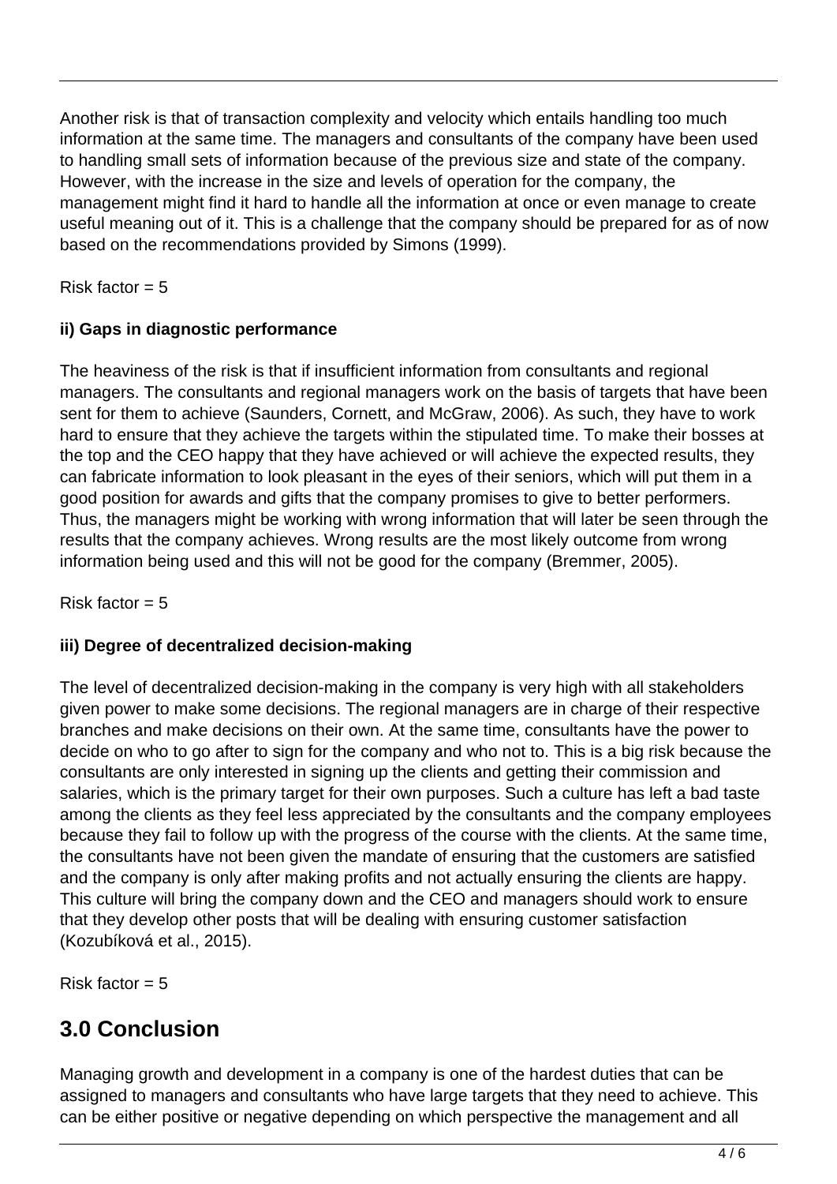Another risk is that of transaction complexity and velocity which entails handling too much information at the same time. The managers and consultants of the company have been used to handling small sets of information because of the previous size and state of the company. However, with the increase in the size and levels of operation for the company, the management might find it hard to handle all the information at once or even manage to create useful meaning out of it. This is a challenge that the company should be prepared for as of now based on the recommendations provided by Simons (1999).

Risk factor = 5

**ii) Gaps in diagnostic performance**

The heaviness of the risk is that if insufficient information from consultants and regional managers. The consultants and regional managers work on the basis of targets that have been sent for them to achieve (Saunders, Cornett, and McGraw, 2006). As such, they have to work hard to ensure that they achieve the targets within the stipulated time. To make their bosses at the top and the CEO happy that they have achieved or will achieve the expected results, they can fabricate information to look pleasant in the eyes of their seniors, which will put them in a good position for awards and gifts that the company promises to give to better performers. Thus, the managers might be working with wrong information that will later be seen through the results that the company achieves. Wrong results are the most likely outcome from wrong information being used and this will not be good for the company (Bremmer, 2005).

Risk factor = 5

**iii) Degree of decentralized decision-making**

The level of decentralized decision-making in the company is very high with all stakeholders given power to make some decisions. The regional managers are in charge of their respective branches and make decisions on their own. At the same time, consultants have the power to decide on who to go after to sign for the company and who not to. This is a big risk because the consultants are only interested in signing up the clients and getting their commission and salaries, which is the primary target for their own purposes. Such a culture has left a bad taste among the clients as they feel less appreciated by the consultants and the company employees because they fail to follow up with the progress of the course with the clients. At the same time, the consultants have not been given the mandate of ensuring that the customers are satisfied and the company is only after making profits and not actually ensuring the clients are happy. This culture will bring the company down and the CEO and managers should work to ensure that they develop other posts that will be dealing with ensuring customer satisfaction (Kozubíková et al., 2015).

Risk factor = 5

## 3.0 Conclusion

Managing growth and development in a company is one of the hardest duties that can be assigned to managers and consultants who have large targets that they need to achieve. This can be either positive or negative depending on which perspective the management and all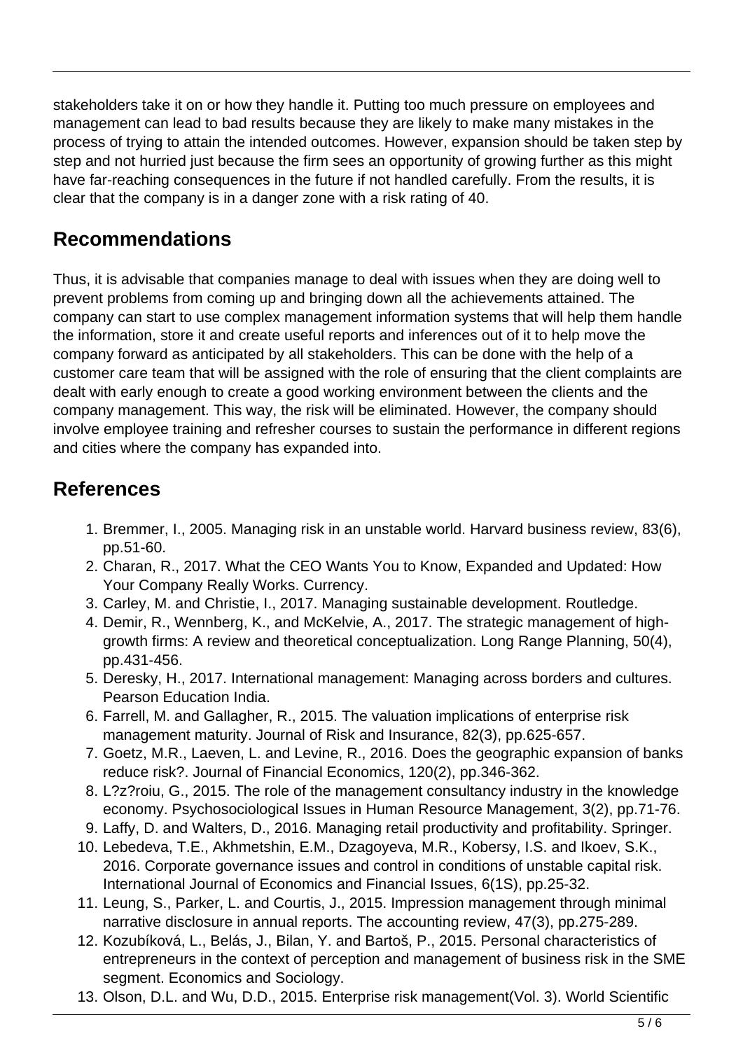stakeholders take it on or how they handle it. Putting too much pressure on employees and management can lead to bad results because they are likely to make many mistakes in the process of trying to attain the intended outcomes. However, expansion should be taken step by step and not hurried just because the firm sees an opportunity of growing further as this might have far-reaching consequences in the future if not handled carefully. From the results, it is clear that the company is in a danger zone with a risk rating of 40.

## Recommendations

Thus, it is advisable that companies manage to deal with issues when they are doing well to prevent problems from coming up and bringing down all the achievements attained. The company can start to use complex management information systems that will help them handle the information, store it and create useful reports and inferences out of it to help move the company forward as anticipated by all stakeholders. This can be done with the help of a customer care team that will be assigned with the role of ensuring that the client complaints are dealt with early enough to create a good working environment between the clients and the company management. This way, the risk will be eliminated. However, the company should involve employee training and refresher courses to sustain the performance in different regions and cities where the company has expanded into.

## References

1. Bremmer, I., 2005. Managing risk in an unstable world. Harvard business review, 83(6), pp.51-60.
2. Charan, R., 2017. What the CEO Wants You to Know, Expanded and Updated: How Your Company Really Works. Currency.
3. Carley, M. and Christie, I., 2017. Managing sustainable development. Routledge.
4. Demir, R., Wennberg, K., and McKelvie, A., 2017. The strategic management of high-growth firms: A review and theoretical conceptualization. Long Range Planning, 50(4), pp.431-456.
5. Deresky, H., 2017. International management: Managing across borders and cultures. Pearson Education India.
6. Farrell, M. and Gallagher, R., 2015. The valuation implications of enterprise risk management maturity. Journal of Risk and Insurance, 82(3), pp.625-657.
7. Goetz, M.R., Laeven, L. and Levine, R., 2016. Does the geographic expansion of banks reduce risk?. Journal of Financial Economics, 120(2), pp.346-362.
8. L?z?roiu, G., 2015. The role of the management consultancy industry in the knowledge economy. Psychosociological Issues in Human Resource Management, 3(2), pp.71-76.
9. Laffy, D. and Walters, D., 2016. Managing retail productivity and profitability. Springer.
10. Lebedeva, T.E., Akhmetshin, E.M., Dzagoyeva, M.R., Kobersy, I.S. and Ikoev, S.K., 2016. Corporate governance issues and control in conditions of unstable capital risk. International Journal of Economics and Financial Issues, 6(1S), pp.25-32.
11. Leung, S., Parker, L. and Courtis, J., 2015. Impression management through minimal narrative disclosure in annual reports. The accounting review, 47(3), pp.275-289.
12. Kozubíková, L., Belás, J., Bilan, Y. and Bartoš, P., 2015. Personal characteristics of entrepreneurs in the context of perception and management of business risk in the SME segment. Economics and Sociology.
13. Olson, D.L. and Wu, D.D., 2015. Enterprise risk management(Vol. 3). World Scientific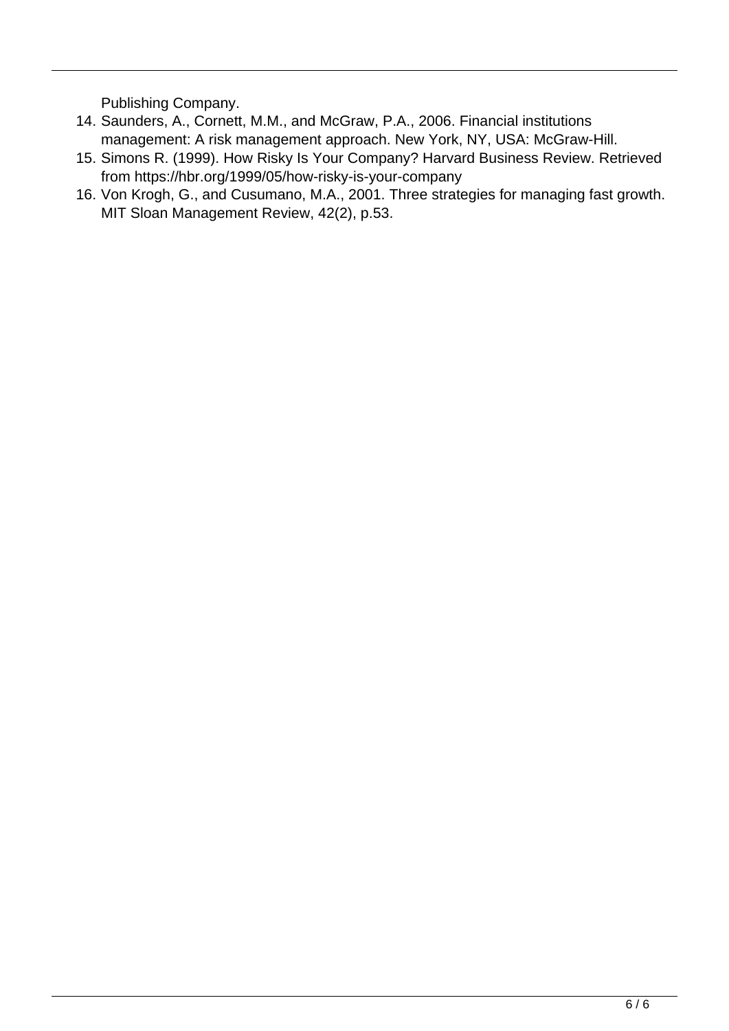Publishing Company.

14. Saunders, A., Cornett, M.M., and McGraw, P.A., 2006. Financial institutions management: A risk management approach. New York, NY, USA: McGraw-Hill.
15. Simons R. (1999). How Risky Is Your Company? Harvard Business Review. Retrieved from https://hbr.org/1999/05/how-risky-is-your-company
16. Von Krogh, G., and Cusumano, M.A., 2001. Three strategies for managing fast growth. MIT Sloan Management Review, 42(2), p.53.